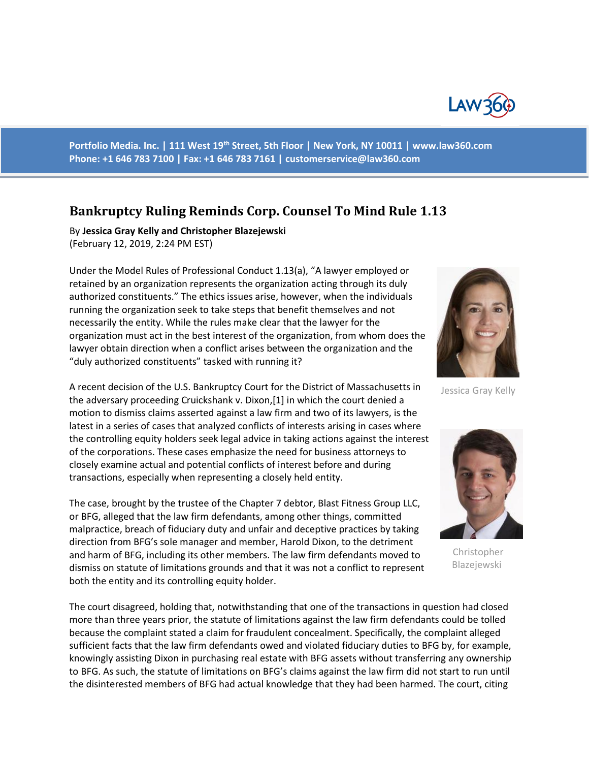Portfolio Media. Inc. | 111 West 19th Street, 5th Floor | New York, NY 10011 | www.law360.com
Phone: +1 646 783 7100 | Fax: +1 646 783 7161 | customerservice@law360.com

# Bankruptcy Ruling Reminds Corp. Counsel To Mind Rule 1.13

By **Jessica Gray Kelly and Christopher Blazejewski**
(February 12, 2019, 2:24 PM EST)

Under the Model Rules of Professional Conduct 1.13(a), "A lawyer employed or retained by an organization represents the organization acting through its duly authorized constituents." The ethics issues arise, however, when the individuals running the organization seek to take steps that benefit themselves and not necessarily the entity. While the rules make clear that the lawyer for the organization must act in the best interest of the organization, from whom does the lawyer obtain direction when a conflict arises between the organization and the "duly authorized constituents" tasked with running it?

Jessica Gray Kelly

A recent decision of the U.S. Bankruptcy Court for the District of Massachusetts in the adversary proceeding Cruickshank v. Dixon,[1] in which the court denied a motion to dismiss claims asserted against a law firm and two of its lawyers, is the latest in a series of cases that analyzed conflicts of interests arising in cases where the controlling equity holders seek legal advice in taking actions against the interest of the corporations. These cases emphasize the need for business attorneys to closely examine actual and potential conflicts of interest before and during transactions, especially when representing a closely held entity.

Christopher Blazejewski

The case, brought by the trustee of the Chapter 7 debtor, Blast Fitness Group LLC, or BFG, alleged that the law firm defendants, among other things, committed malpractice, breach of fiduciary duty and unfair and deceptive practices by taking direction from BFG's sole manager and member, Harold Dixon, to the detriment and harm of BFG, including its other members. The law firm defendants moved to dismiss on statute of limitations grounds and that it was not a conflict to represent both the entity and its controlling equity holder.

The court disagreed, holding that, notwithstanding that one of the transactions in question had closed more than three years prior, the statute of limitations against the law firm defendants could be tolled because the complaint stated a claim for fraudulent concealment. Specifically, the complaint alleged sufficient facts that the law firm defendants owed and violated fiduciary duties to BFG by, for example, knowingly assisting Dixon in purchasing real estate with BFG assets without transferring any ownership to BFG. As such, the statute of limitations on BFG's claims against the law firm did not start to run until the disinterested members of BFG had actual knowledge that they had been harmed. The court, citing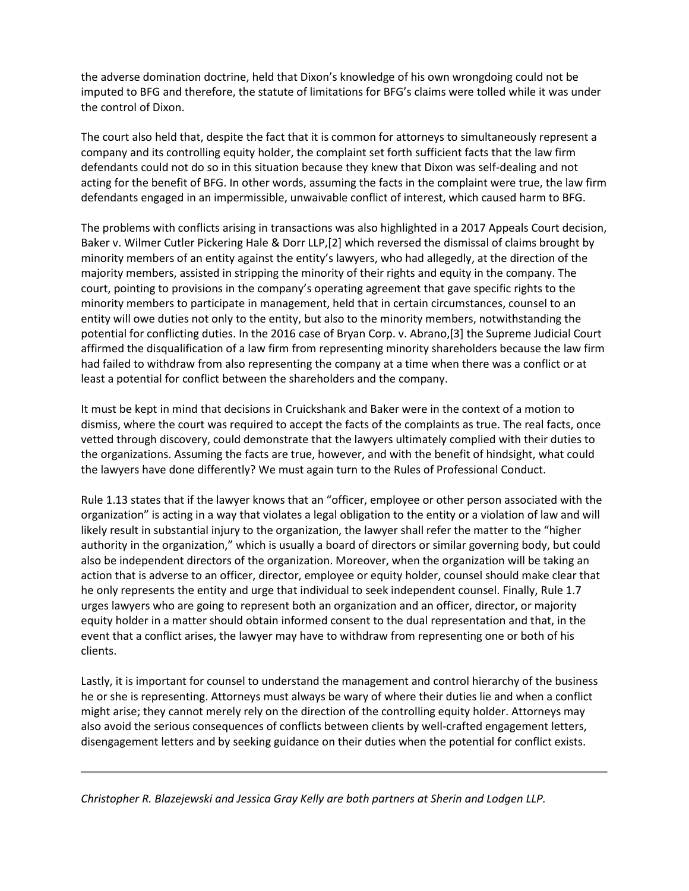the adverse domination doctrine, held that Dixon's knowledge of his own wrongdoing could not be imputed to BFG and therefore, the statute of limitations for BFG's claims were tolled while it was under the control of Dixon.

The court also held that, despite the fact that it is common for attorneys to simultaneously represent a company and its controlling equity holder, the complaint set forth sufficient facts that the law firm defendants could not do so in this situation because they knew that Dixon was self-dealing and not acting for the benefit of BFG. In other words, assuming the facts in the complaint were true, the law firm defendants engaged in an impermissible, unwaivable conflict of interest, which caused harm to BFG.

The problems with conflicts arising in transactions was also highlighted in a 2017 Appeals Court decision, Baker v. Wilmer Cutler Pickering Hale & Dorr LLP,[2] which reversed the dismissal of claims brought by minority members of an entity against the entity's lawyers, who had allegedly, at the direction of the majority members, assisted in stripping the minority of their rights and equity in the company. The court, pointing to provisions in the company's operating agreement that gave specific rights to the minority members to participate in management, held that in certain circumstances, counsel to an entity will owe duties not only to the entity, but also to the minority members, notwithstanding the potential for conflicting duties. In the 2016 case of Bryan Corp. v. Abrano,[3] the Supreme Judicial Court affirmed the disqualification of a law firm from representing minority shareholders because the law firm had failed to withdraw from also representing the company at a time when there was a conflict or at least a potential for conflict between the shareholders and the company.

It must be kept in mind that decisions in Cruickshank and Baker were in the context of a motion to dismiss, where the court was required to accept the facts of the complaints as true. The real facts, once vetted through discovery, could demonstrate that the lawyers ultimately complied with their duties to the organizations. Assuming the facts are true, however, and with the benefit of hindsight, what could the lawyers have done differently? We must again turn to the Rules of Professional Conduct.

Rule 1.13 states that if the lawyer knows that an "officer, employee or other person associated with the organization" is acting in a way that violates a legal obligation to the entity or a violation of law and will likely result in substantial injury to the organization, the lawyer shall refer the matter to the "higher authority in the organization," which is usually a board of directors or similar governing body, but could also be independent directors of the organization. Moreover, when the organization will be taking an action that is adverse to an officer, director, employee or equity holder, counsel should make clear that he only represents the entity and urge that individual to seek independent counsel. Finally, Rule 1.7 urges lawyers who are going to represent both an organization and an officer, director, or majority equity holder in a matter should obtain informed consent to the dual representation and that, in the event that a conflict arises, the lawyer may have to withdraw from representing one or both of his clients.

Lastly, it is important for counsel to understand the management and control hierarchy of the business he or she is representing. Attorneys must always be wary of where their duties lie and when a conflict might arise; they cannot merely rely on the direction of the controlling equity holder. Attorneys may also avoid the serious consequences of conflicts between clients by well-crafted engagement letters, disengagement letters and by seeking guidance on their duties when the potential for conflict exists.

---

*Christopher R. Blazejewski and Jessica Gray Kelly are both partners at Sherin and Lodgen LLP.*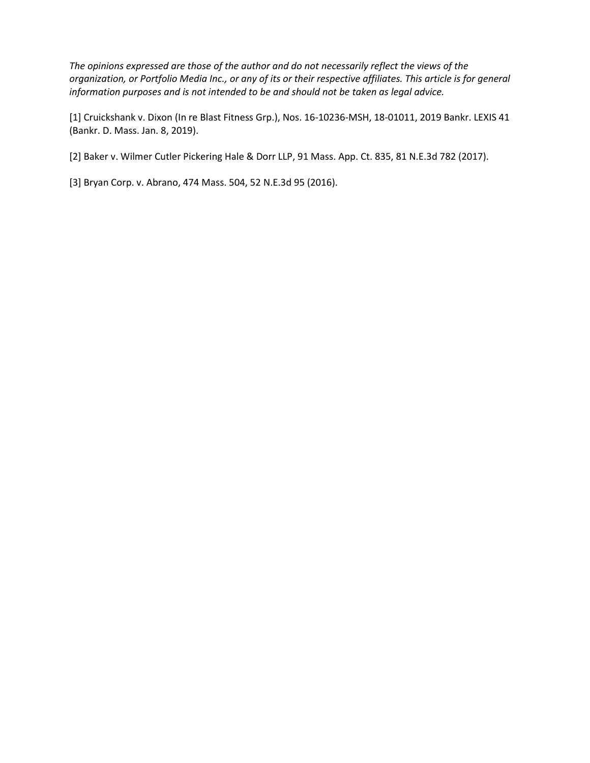*The opinions expressed are those of the author and do not necessarily reflect the views of the organization, or Portfolio Media Inc., or any of its or their respective affiliates. This article is for general information purposes and is not intended to be and should not be taken as legal advice.*

[1] Cruickshank v. Dixon (In re Blast Fitness Grp.), Nos. 16-10236-MSH, 18-01011, 2019 Bankr. LEXIS 41 (Bankr. D. Mass. Jan. 8, 2019).

[2] Baker v. Wilmer Cutler Pickering Hale & Dorr LLP, 91 Mass. App. Ct. 835, 81 N.E.3d 782 (2017).

[3] Bryan Corp. v. Abrano, 474 Mass. 504, 52 N.E.3d 95 (2016).